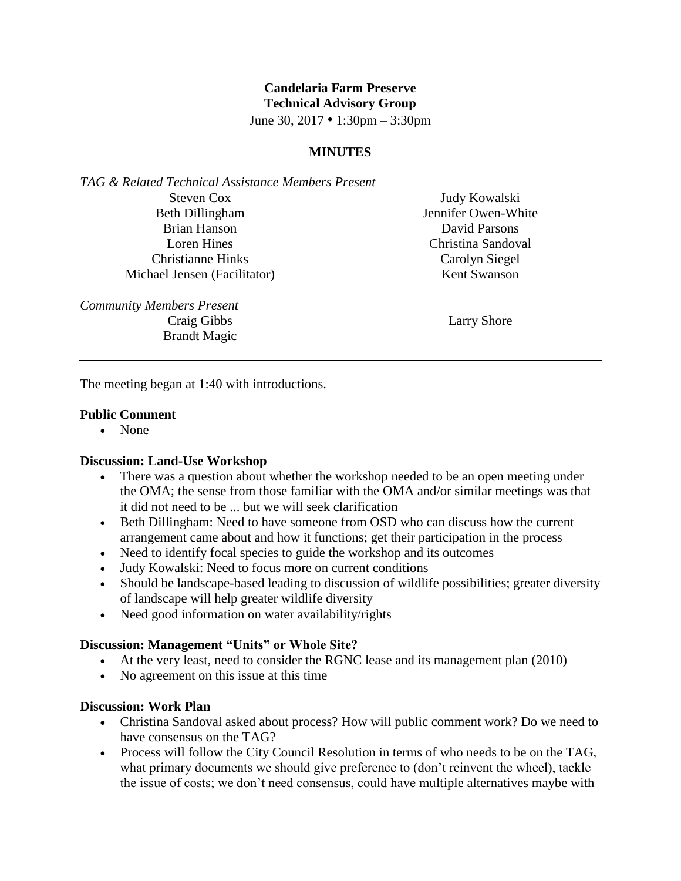**Candelaria Farm Preserve**
**Technical Advisory Group**
June 30, 2017 • 1:30pm – 3:30pm

**MINUTES**

*TAG & Related Technical Assistance Members Present*

Steven Cox
Beth Dillingham
Brian Hanson
Loren Hines
Christianne Hinks
Michael Jensen (Facilitator)
Judy Kowalski
Jennifer Owen-White
David Parsons
Christina Sandoval
Carolyn Siegel
Kent Swanson

*Community Members Present*

Craig Gibbs
Brandt Magic
Larry Shore

---

The meeting began at 1:40 with introductions.

**Public Comment**

- None

**Discussion: Land-Use Workshop**

- There was a question about whether the workshop needed to be an open meeting under the OMA; the sense from those familiar with the OMA and/or similar meetings was that it did not need to be ... but we will seek clarification
- Beth Dillingham: Need to have someone from OSD who can discuss how the current arrangement came about and how it functions; get their participation in the process
- Need to identify focal species to guide the workshop and its outcomes
- Judy Kowalski: Need to focus more on current conditions
- Should be landscape-based leading to discussion of wildlife possibilities; greater diversity of landscape will help greater wildlife diversity
- Need good information on water availability/rights

**Discussion: Management "Units" or Whole Site?**

- At the very least, need to consider the RGNC lease and its management plan (2010)
- No agreement on this issue at this time

**Discussion: Work Plan**

- Christina Sandoval asked about process? How will public comment work? Do we need to have consensus on the TAG?
- Process will follow the City Council Resolution in terms of who needs to be on the TAG, what primary documents we should give preference to (don't reinvent the wheel), tackle the issue of costs; we don't need consensus, could have multiple alternatives maybe with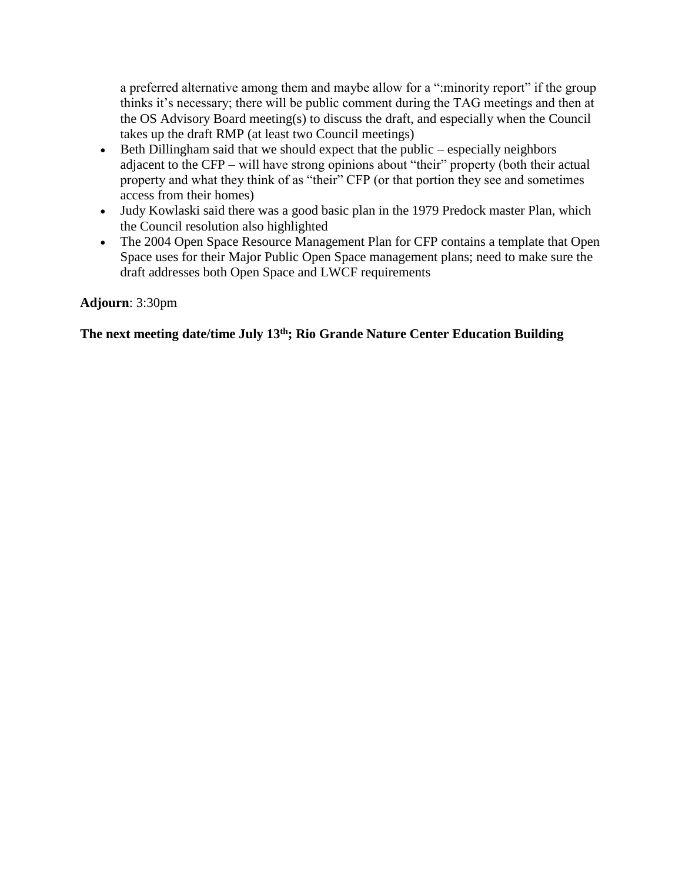a preferred alternative among them and maybe allow for a ":minority report" if the group thinks it's necessary; there will be public comment during the TAG meetings and then at the OS Advisory Board meeting(s) to discuss the draft, and especially when the Council takes up the draft RMP (at least two Council meetings)

- Beth Dillingham said that we should expect that the public – especially neighbors adjacent to the CFP – will have strong opinions about "their" property (both their actual property and what they think of as "their" CFP (or that portion they see and sometimes access from their homes)
- Judy Kowlaski said there was a good basic plan in the 1979 Predock master Plan, which the Council resolution also highlighted
- The 2004 Open Space Resource Management Plan for CFP contains a template that Open Space uses for their Major Public Open Space management plans; need to make sure the draft addresses both Open Space and LWCF requirements

**Adjourn**: 3:30pm

**The next meeting date/time July 13th; Rio Grande Nature Center Education Building**